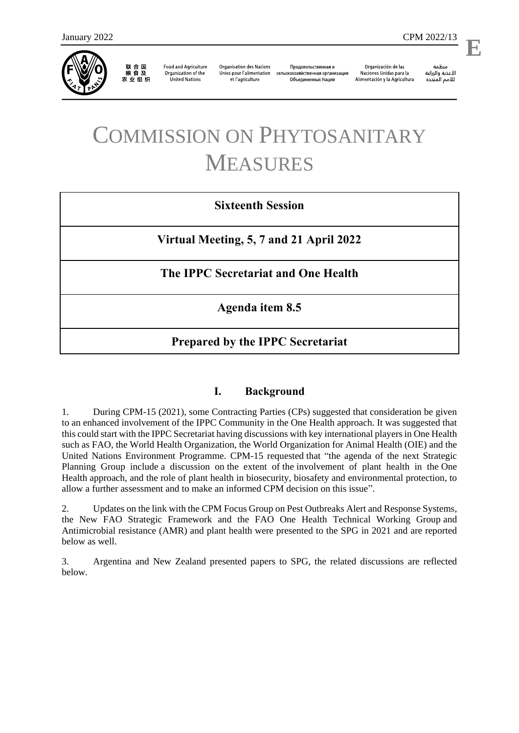January 2022 CPM 2022/13

E

联合国粮食及农业组织 | Food and Agriculture Organization of the United Nations | Organisation des Nations Unies pour l'alimentation et l'agriculture | Продовольственная и сельскохозяйственная организация Объединенных Наций | Organización de las Naciones Unidas para la Alimentación y la Agricultura | منظمة الأغذية والزراعة للأمم المتحدة

# COMMISSION ON PHYTOSANITARY MEASURES

**Sixteenth Session**

**Virtual Meeting, 5, 7 and 21 April 2022**

**The IPPC Secretariat and One Health**

**Agenda item 8.5**

**Prepared by the IPPC Secretariat**

## I. Background

1. During CPM-15 (2021), some Contracting Parties (CPs) suggested that consideration be given to an enhanced involvement of the IPPC Community in the One Health approach. It was suggested that this could start with the IPPC Secretariat having discussions with key international players in One Health such as FAO, the World Health Organization, the World Organization for Animal Health (OIE) and the United Nations Environment Programme. CPM-15 requested that "the agenda of the next Strategic Planning Group include a discussion on the extent of the involvement of plant health in the One Health approach, and the role of plant health in biosecurity, biosafety and environmental protection, to allow a further assessment and to make an informed CPM decision on this issue".

2. Updates on the link with the CPM Focus Group on Pest Outbreaks Alert and Response Systems, the New FAO Strategic Framework and the FAO One Health Technical Working Group and Antimicrobial resistance (AMR) and plant health were presented to the SPG in 2021 and are reported below as well.

3. Argentina and New Zealand presented papers to SPG, the related discussions are reflected below.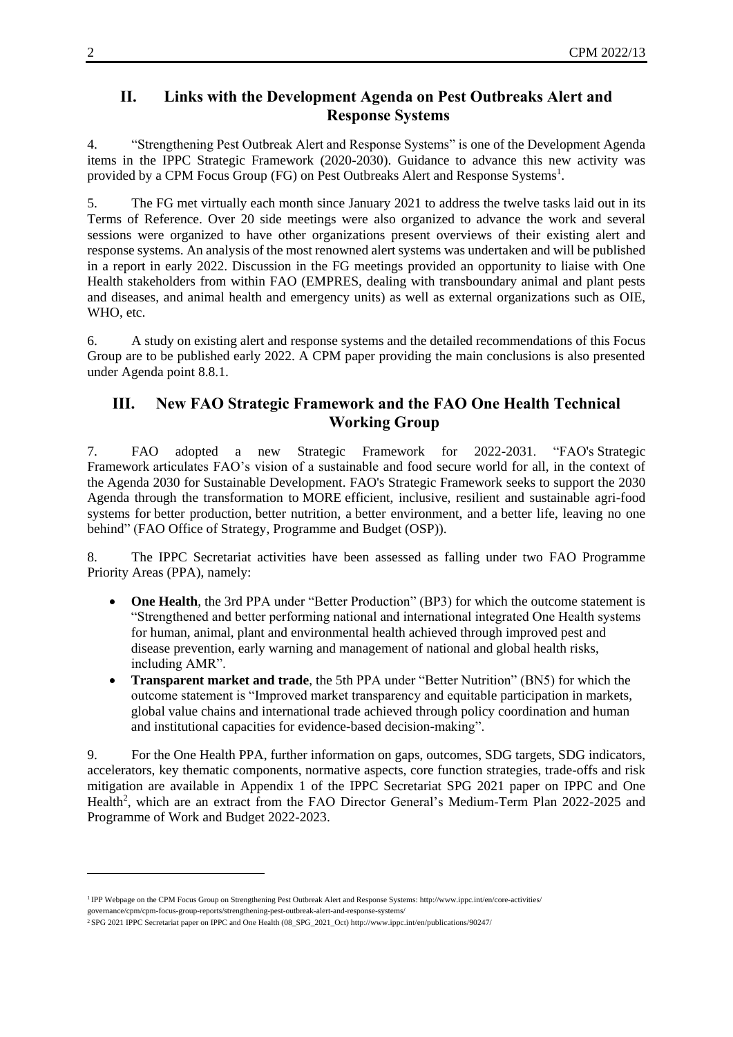## II. Links with the Development Agenda on Pest Outbreaks Alert and Response Systems

4. "Strengthening Pest Outbreak Alert and Response Systems" is one of the Development Agenda items in the IPPC Strategic Framework (2020-2030). Guidance to advance this new activity was provided by a CPM Focus Group (FG) on Pest Outbreaks Alert and Response Systems[1].

5. The FG met virtually each month since January 2021 to address the twelve tasks laid out in its Terms of Reference. Over 20 side meetings were also organized to advance the work and several sessions were organized to have other organizations present overviews of their existing alert and response systems. An analysis of the most renowned alert systems was undertaken and will be published in a report in early 2022. Discussion in the FG meetings provided an opportunity to liaise with One Health stakeholders from within FAO (EMPRES, dealing with transboundary animal and plant pests and diseases, and animal health and emergency units) as well as external organizations such as OIE, WHO, etc.

6. A study on existing alert and response systems and the detailed recommendations of this Focus Group are to be published early 2022. A CPM paper providing the main conclusions is also presented under Agenda point 8.8.1.

## III. New FAO Strategic Framework and the FAO One Health Technical Working Group

7. FAO adopted a new Strategic Framework for 2022-2031. "FAO's Strategic Framework articulates FAO's vision of a sustainable and food secure world for all, in the context of the Agenda 2030 for Sustainable Development. FAO's Strategic Framework seeks to support the 2030 Agenda through the transformation to MORE efficient, inclusive, resilient and sustainable agri-food systems for better production, better nutrition, a better environment, and a better life, leaving no one behind" (FAO Office of Strategy, Programme and Budget (OSP)).

8. The IPPC Secretariat activities have been assessed as falling under two FAO Programme Priority Areas (PPA), namely:

- **One Health**, the 3rd PPA under "Better Production" (BP3) for which the outcome statement is "Strengthened and better performing national and international integrated One Health systems for human, animal, plant and environmental health achieved through improved pest and disease prevention, early warning and management of national and global health risks, including AMR".
- **Transparent market and trade**, the 5th PPA under "Better Nutrition" (BN5) for which the outcome statement is "Improved market transparency and equitable participation in markets, global value chains and international trade achieved through policy coordination and human and institutional capacities for evidence-based decision-making".

9. For the One Health PPA, further information on gaps, outcomes, SDG targets, SDG indicators, accelerators, key thematic components, normative aspects, core function strategies, trade-offs and risk mitigation are available in Appendix 1 of the IPPC Secretariat SPG 2021 paper on IPPC and One Health[2], which are an extract from the FAO Director General's Medium-Term Plan 2022-2025 and Programme of Work and Budget 2022-2023.

---

[1] IPP Webpage on the CPM Focus Group on Strengthening Pest Outbreak Alert and Response Systems: http://www.ippc.int/en/core-activities/governance/cpm/cpm-focus-group-reports/strengthening-pest-outbreak-alert-and-response-systems/

[2] SPG 2021 IPPC Secretariat paper on IPPC and One Health (08_SPG_2021_Oct) http://www.ippc.int/en/publications/90247/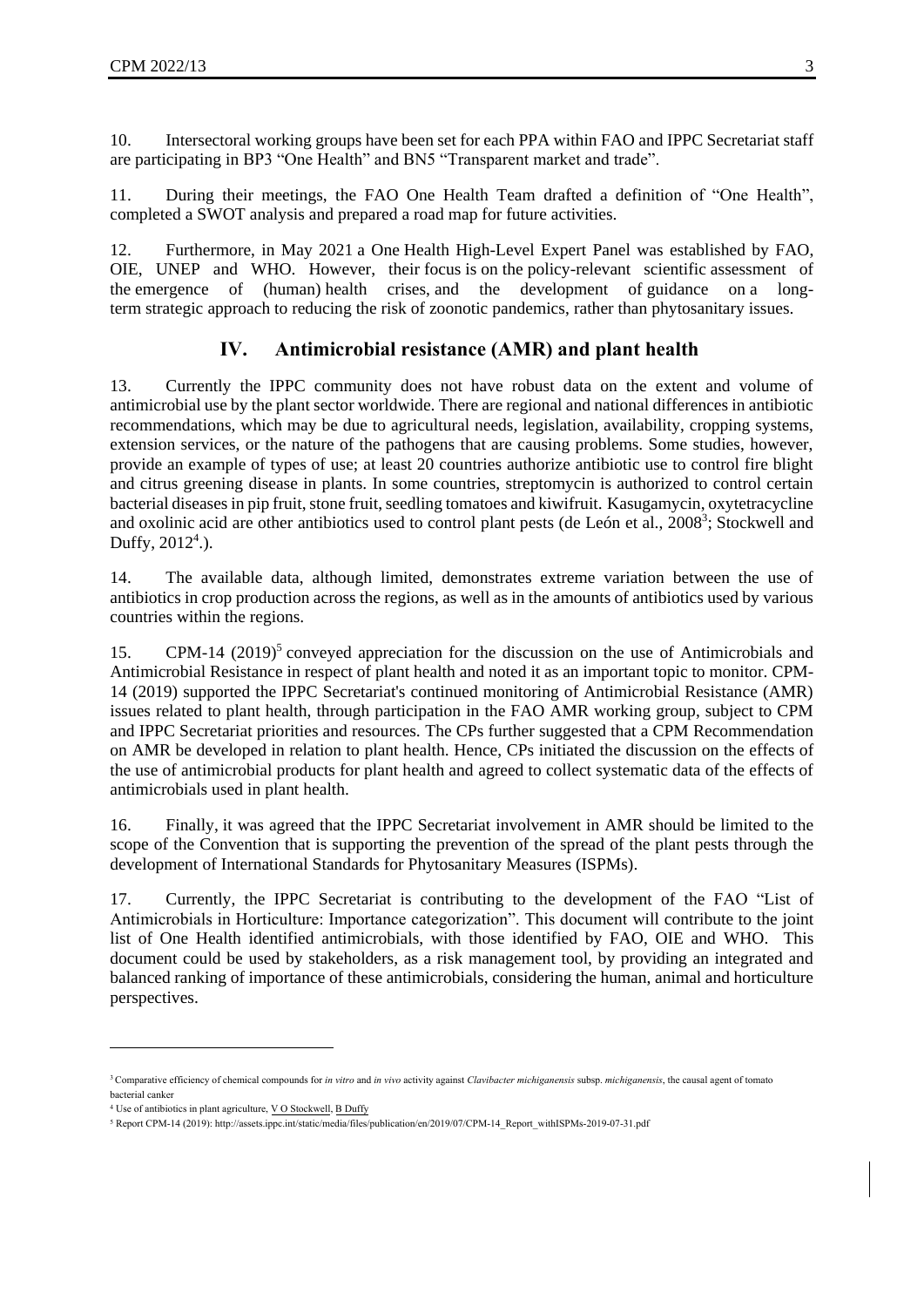10. Intersectoral working groups have been set for each PPA within FAO and IPPC Secretariat staff are participating in BP3 "One Health" and BN5 "Transparent market and trade".

11. During their meetings, the FAO One Health Team drafted a definition of "One Health", completed a SWOT analysis and prepared a road map for future activities.

12. Furthermore, in May 2021 a One Health High-Level Expert Panel was established by FAO, OIE, UNEP and WHO. However, their focus is on the policy-relevant scientific assessment of the emergence of (human) health crises, and the development of guidance on a long-term strategic approach to reducing the risk of zoonotic pandemics, rather than phytosanitary issues.

## IV. Antimicrobial resistance (AMR) and plant health

13. Currently the IPPC community does not have robust data on the extent and volume of antimicrobial use by the plant sector worldwide. There are regional and national differences in antibiotic recommendations, which may be due to agricultural needs, legislation, availability, cropping systems, extension services, or the nature of the pathogens that are causing problems. Some studies, however, provide an example of types of use; at least 20 countries authorize antibiotic use to control fire blight and citrus greening disease in plants. In some countries, streptomycin is authorized to control certain bacterial diseases in pip fruit, stone fruit, seedling tomatoes and kiwifruit. Kasugamycin, oxytetracycline and oxolinic acid are other antibiotics used to control plant pests (de León et al., 2008[3]; Stockwell and Duffy, 2012[4].).

14. The available data, although limited, demonstrates extreme variation between the use of antibiotics in crop production across the regions, as well as in the amounts of antibiotics used by various countries within the regions.

15. CPM-14 (2019)[5] conveyed appreciation for the discussion on the use of Antimicrobials and Antimicrobial Resistance in respect of plant health and noted it as an important topic to monitor. CPM-14 (2019) supported the IPPC Secretariat's continued monitoring of Antimicrobial Resistance (AMR) issues related to plant health, through participation in the FAO AMR working group, subject to CPM and IPPC Secretariat priorities and resources. The CPs further suggested that a CPM Recommendation on AMR be developed in relation to plant health. Hence, CPs initiated the discussion on the effects of the use of antimicrobial products for plant health and agreed to collect systematic data of the effects of antimicrobials used in plant health.

16. Finally, it was agreed that the IPPC Secretariat involvement in AMR should be limited to the scope of the Convention that is supporting the prevention of the spread of the plant pests through the development of International Standards for Phytosanitary Measures (ISPMs).

17. Currently, the IPPC Secretariat is contributing to the development of the FAO "List of Antimicrobials in Horticulture: Importance categorization". This document will contribute to the joint list of One Health identified antimicrobials, with those identified by FAO, OIE and WHO. This document could be used by stakeholders, as a risk management tool, by providing an integrated and balanced ranking of importance of these antimicrobials, considering the human, animal and horticulture perspectives.

---

[3] Comparative efficiency of chemical compounds for *in vitro* and *in vivo* activity against *Clavibacter michiganensis* subsp. *michiganensis*, the causal agent of tomato bacterial canker

[4] Use of antibiotics in plant agriculture, V O Stockwell, B Duffy

[5] Report CPM-14 (2019): http://assets.ippc.int/static/media/files/publication/en/2019/07/CPM-14_Report_withISPMs-2019-07-31.pdf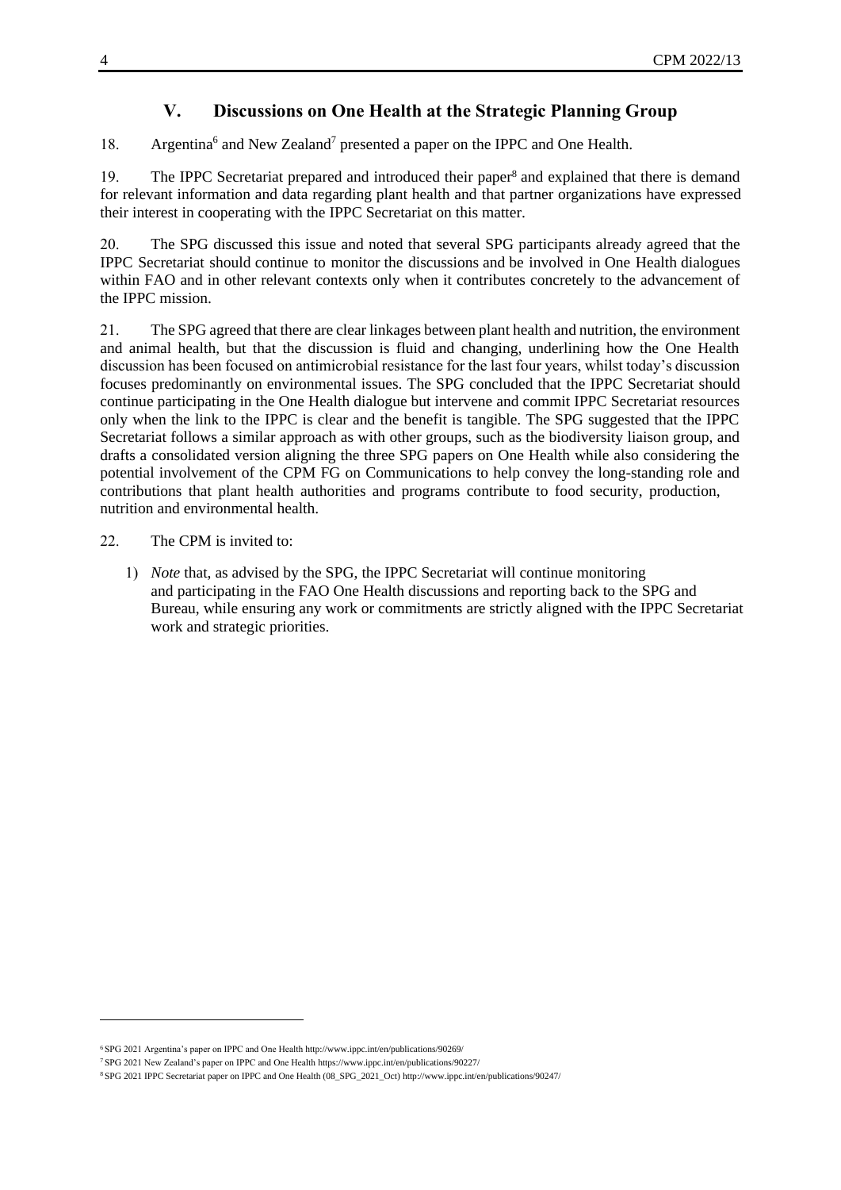## V. Discussions on One Health at the Strategic Planning Group

18. Argentina[6] and New Zealand[7] presented a paper on the IPPC and One Health.

19. The IPPC Secretariat prepared and introduced their paper[8] and explained that there is demand for relevant information and data regarding plant health and that partner organizations have expressed their interest in cooperating with the IPPC Secretariat on this matter.

20. The SPG discussed this issue and noted that several SPG participants already agreed that the IPPC Secretariat should continue to monitor the discussions and be involved in One Health dialogues within FAO and in other relevant contexts only when it contributes concretely to the advancement of the IPPC mission.

21. The SPG agreed that there are clear linkages between plant health and nutrition, the environment and animal health, but that the discussion is fluid and changing, underlining how the One Health discussion has been focused on antimicrobial resistance for the last four years, whilst today's discussion focuses predominantly on environmental issues. The SPG concluded that the IPPC Secretariat should continue participating in the One Health dialogue but intervene and commit IPPC Secretariat resources only when the link to the IPPC is clear and the benefit is tangible. The SPG suggested that the IPPC Secretariat follows a similar approach as with other groups, such as the biodiversity liaison group, and drafts a consolidated version aligning the three SPG papers on One Health while also considering the potential involvement of the CPM FG on Communications to help convey the long-standing role and contributions that plant health authorities and programs contribute to food security, production, nutrition and environmental health.

22. The CPM is invited to:

1) *Note* that, as advised by the SPG, the IPPC Secretariat will continue monitoring and participating in the FAO One Health discussions and reporting back to the SPG and Bureau, while ensuring any work or commitments are strictly aligned with the IPPC Secretariat work and strategic priorities.

---

[6] SPG 2021 Argentina's paper on IPPC and One Health http://www.ippc.int/en/publications/90269/

[7] SPG 2021 New Zealand's paper on IPPC and One Health https://www.ippc.int/en/publications/90227/

[8] SPG 2021 IPPC Secretariat paper on IPPC and One Health (08_SPG_2021_Oct) http://www.ippc.int/en/publications/90247/